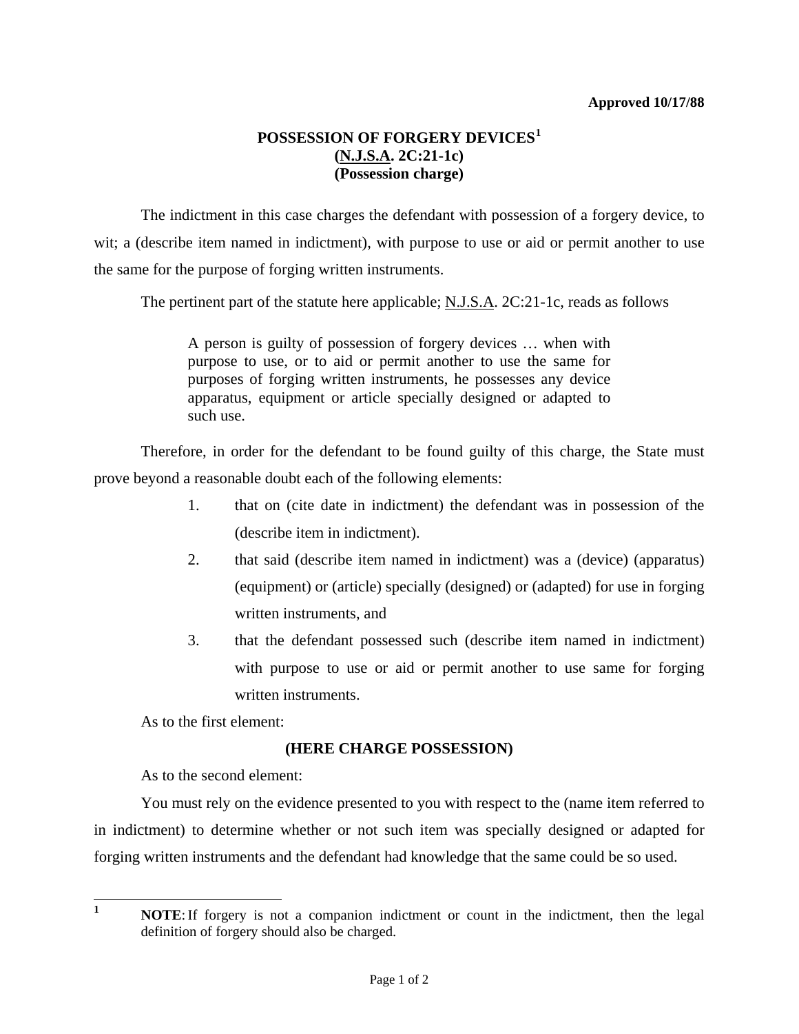**Approved 10/17/88**

# POSSESSION OF FORGERY DEVICES[1]
## (N.J.S.A. 2C:21-1c)
## (Possession charge)

The indictment in this case charges the defendant with possession of a forgery device, to wit; a (describe item named in indictment), with purpose to use or aid or permit another to use the same for the purpose of forging written instruments.

The pertinent part of the statute here applicable; N.J.S.A. 2C:21-1c, reads as follows

> A person is guilty of possession of forgery devices … when with purpose to use, or to aid or permit another to use the same for purposes of forging written instruments, he possesses any device apparatus, equipment or article specially designed or adapted to such use.

Therefore, in order for the defendant to be found guilty of this charge, the State must prove beyond a reasonable doubt each of the following elements:

1. that on (cite date in indictment) the defendant was in possession of the (describe item in indictment).
2. that said (describe item named in indictment) was a (device) (apparatus) (equipment) or (article) specially (designed) or (adapted) for use in forging written instruments, and
3. that the defendant possessed such (describe item named in indictment) with purpose to use or aid or permit another to use same for forging written instruments.

As to the first element:

**(HERE CHARGE POSSESSION)**

As to the second element:

You must rely on the evidence presented to you with respect to the (name item referred to in indictment) to determine whether or not such item was specially designed or adapted for forging written instruments and the defendant had knowledge that the same could be so used.

---

[1] **NOTE**: If forgery is not a companion indictment or count in the indictment, then the legal definition of forgery should also be charged.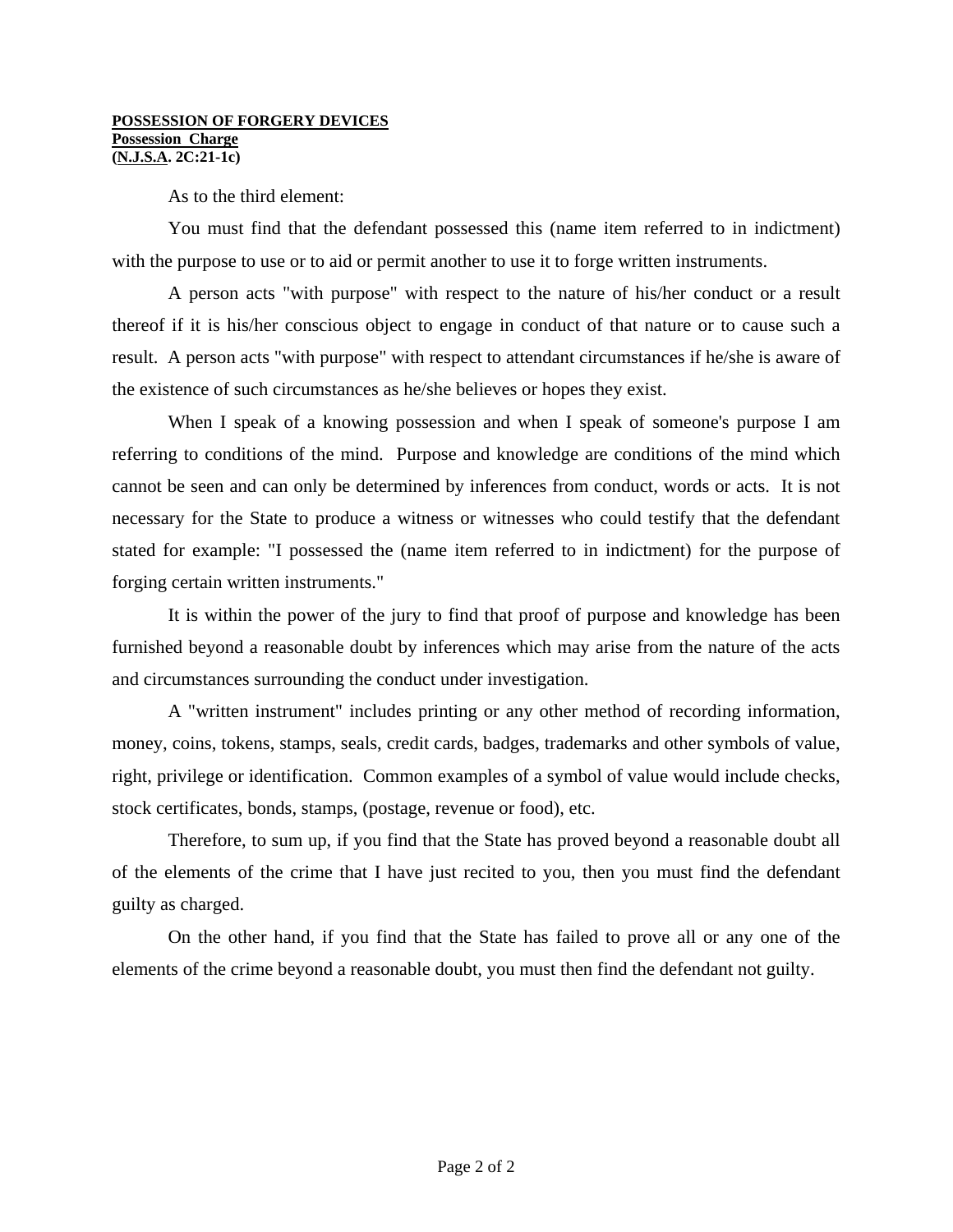**POSSESSION OF FORGERY DEVICES**
**Possession Charge**
**(N.J.S.A. 2C:21-1c)**

As to the third element:

You must find that the defendant possessed this (name item referred to in indictment) with the purpose to use or to aid or permit another to use it to forge written instruments.

A person acts "with purpose" with respect to the nature of his/her conduct or a result thereof if it is his/her conscious object to engage in conduct of that nature or to cause such a result. A person acts "with purpose" with respect to attendant circumstances if he/she is aware of the existence of such circumstances as he/she believes or hopes they exist.

When I speak of a knowing possession and when I speak of someone's purpose I am referring to conditions of the mind. Purpose and knowledge are conditions of the mind which cannot be seen and can only be determined by inferences from conduct, words or acts. It is not necessary for the State to produce a witness or witnesses who could testify that the defendant stated for example: "I possessed the (name item referred to in indictment) for the purpose of forging certain written instruments."

It is within the power of the jury to find that proof of purpose and knowledge has been furnished beyond a reasonable doubt by inferences which may arise from the nature of the acts and circumstances surrounding the conduct under investigation.

A "written instrument" includes printing or any other method of recording information, money, coins, tokens, stamps, seals, credit cards, badges, trademarks and other symbols of value, right, privilege or identification. Common examples of a symbol of value would include checks, stock certificates, bonds, stamps, (postage, revenue or food), etc.

Therefore, to sum up, if you find that the State has proved beyond a reasonable doubt all of the elements of the crime that I have just recited to you, then you must find the defendant guilty as charged.

On the other hand, if you find that the State has failed to prove all or any one of the elements of the crime beyond a reasonable doubt, you must then find the defendant not guilty.